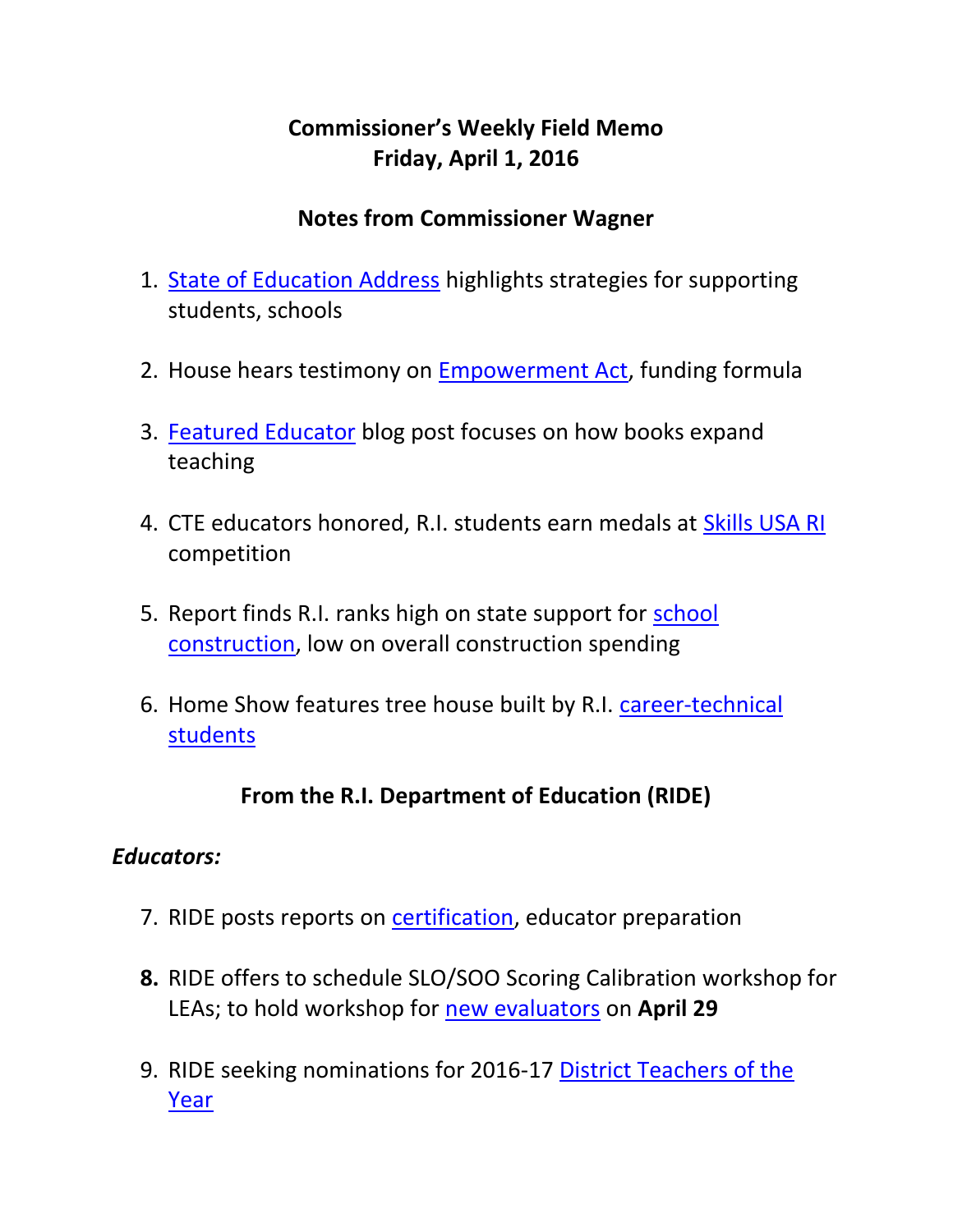# Commissioner's Weekly Field Memo
# Friday, April 1, 2016

## Notes from Commissioner Wagner

1. State of Education Address highlights strategies for supporting students, schools

2. House hears testimony on Empowerment Act, funding formula

3. Featured Educator blog post focuses on how books expand teaching

4. CTE educators honored, R.I. students earn medals at Skills USA RI competition

5. Report finds R.I. ranks high on state support for school construction, low on overall construction spending

6. Home Show features tree house built by R.I. career-technical students

## From the R.I. Department of Education (RIDE)

### *Educators:*

7. RIDE posts reports on certification, educator preparation

8. RIDE offers to schedule SLO/SOO Scoring Calibration workshop for LEAs; to hold workshop for new evaluators on **April 29**

9. RIDE seeking nominations for 2016-17 District Teachers of the Year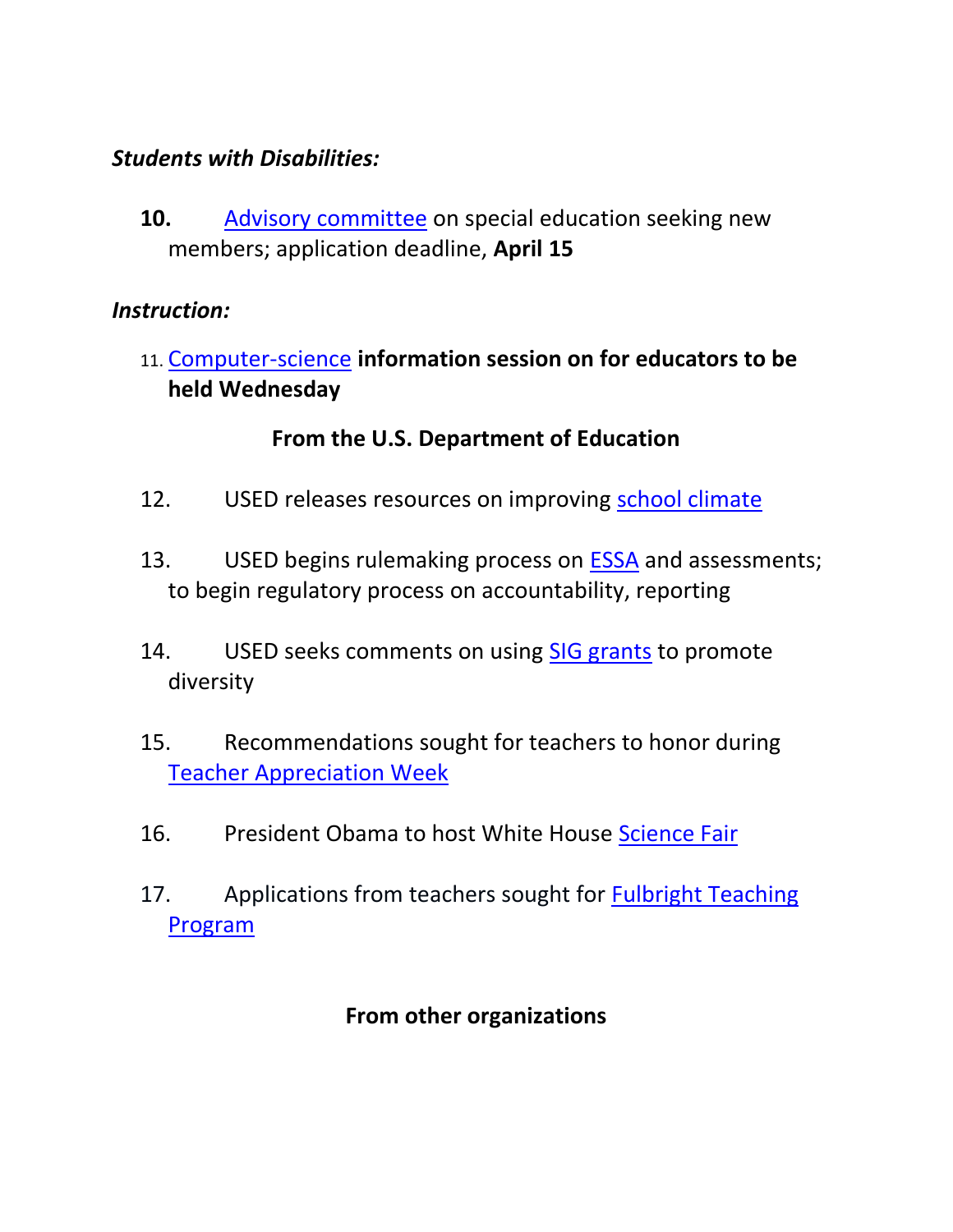***Students with Disabilities:***

**10.** Advisory committee on special education seeking new members; application deadline, **April 15**

***Instruction:***

11. Computer-science **information session on for educators to be held Wednesday**

**From the U.S. Department of Education**

12. USED releases resources on improving school climate

13. USED begins rulemaking process on ESSA and assessments; to begin regulatory process on accountability, reporting

14. USED seeks comments on using SIG grants to promote diversity

15. Recommendations sought for teachers to honor during Teacher Appreciation Week

16. President Obama to host White House Science Fair

17. Applications from teachers sought for Fulbright Teaching Program

**From other organizations**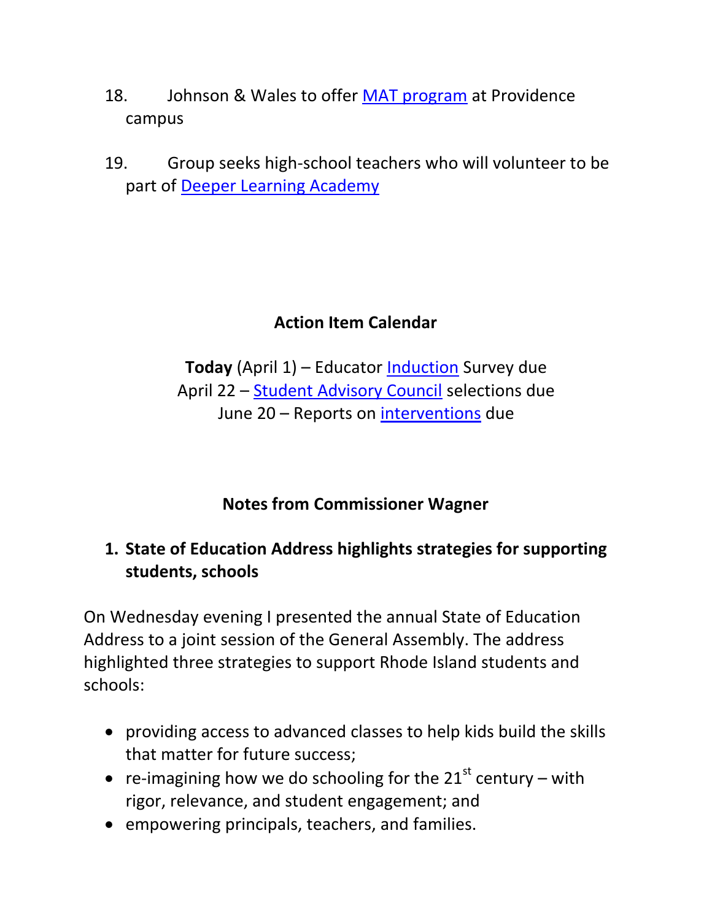18. Johnson & Wales to offer MAT program at Providence campus

19. Group seeks high-school teachers who will volunteer to be part of Deeper Learning Academy

## Action Item Calendar

**Today** (April 1) – Educator Induction Survey due
April 22 – Student Advisory Council selections due
June 20 – Reports on interventions due

## Notes from Commissioner Wagner

### 1. State of Education Address highlights strategies for supporting students, schools

On Wednesday evening I presented the annual State of Education Address to a joint session of the General Assembly. The address highlighted three strategies to support Rhode Island students and schools:

- providing access to advanced classes to help kids build the skills that matter for future success;
- re-imagining how we do schooling for the 21st century – with rigor, relevance, and student engagement; and
- empowering principals, teachers, and families.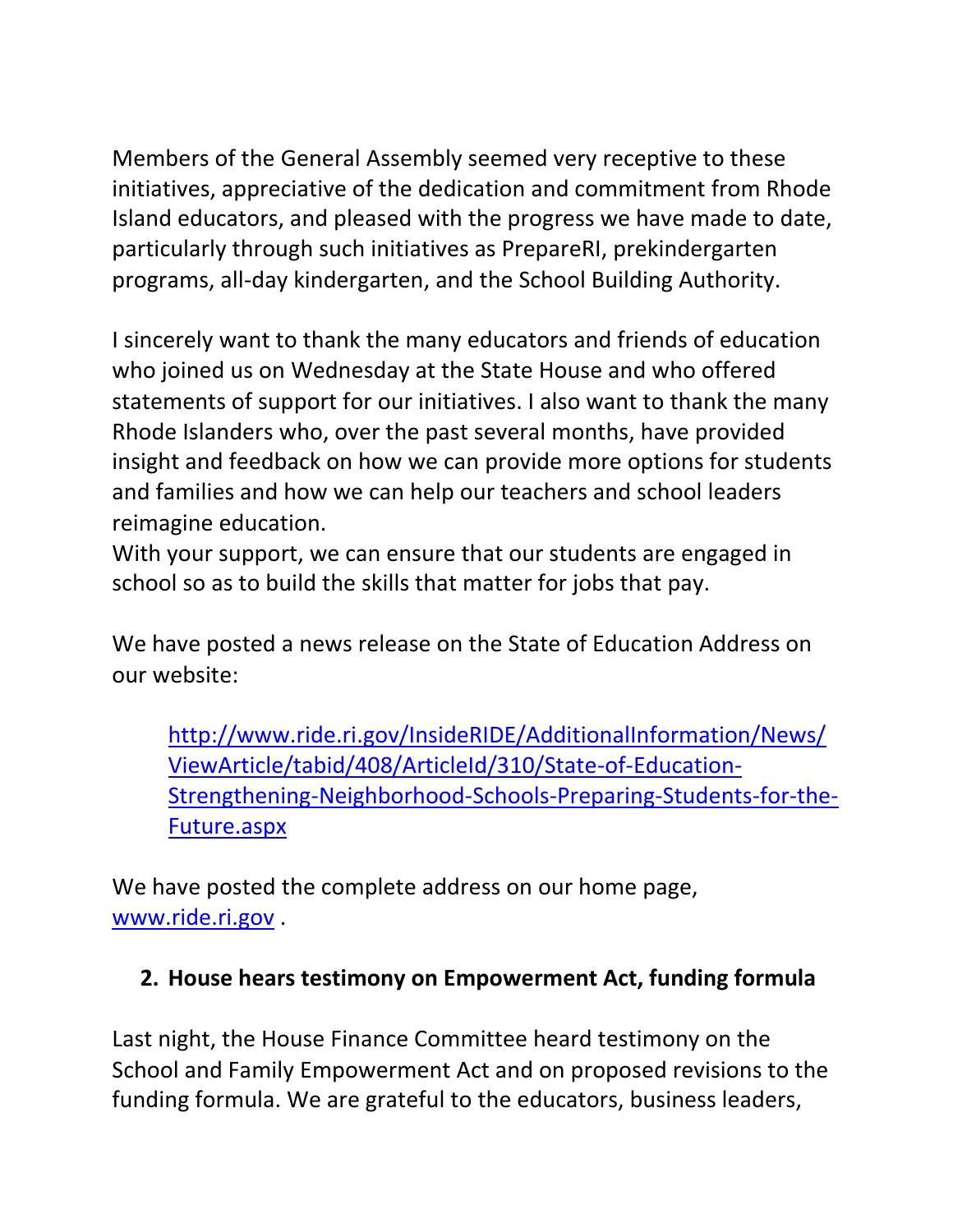Members of the General Assembly seemed very receptive to these initiatives, appreciative of the dedication and commitment from Rhode Island educators, and pleased with the progress we have made to date, particularly through such initiatives as PrepareRI, prekindergarten programs, all-day kindergarten, and the School Building Authority.

I sincerely want to thank the many educators and friends of education who joined us on Wednesday at the State House and who offered statements of support for our initiatives. I also want to thank the many Rhode Islanders who, over the past several months, have provided insight and feedback on how we can provide more options for students and families and how we can help our teachers and school leaders reimagine education.
With your support, we can ensure that our students are engaged in school so as to build the skills that matter for jobs that pay.

We have posted a news release on the State of Education Address on our website:

> [http://www.ride.ri.gov/InsideRIDE/AdditionalInformation/News/ViewArticle/tabid/408/ArticleId/310/State-of-Education-Strengthening-Neighborhood-Schools-Preparing-Students-for-the-Future.aspx](http://www.ride.ri.gov/InsideRIDE/AdditionalInformation/News/ViewArticle/tabid/408/ArticleId/310/State-of-Education-Strengthening-Neighborhood-Schools-Preparing-Students-for-the-Future.aspx)

We have posted the complete address on our home page, [www.ride.ri.gov](http://www.ride.ri.gov) .

2. **House hears testimony on Empowerment Act, funding formula**

Last night, the House Finance Committee heard testimony on the School and Family Empowerment Act and on proposed revisions to the funding formula. We are grateful to the educators, business leaders,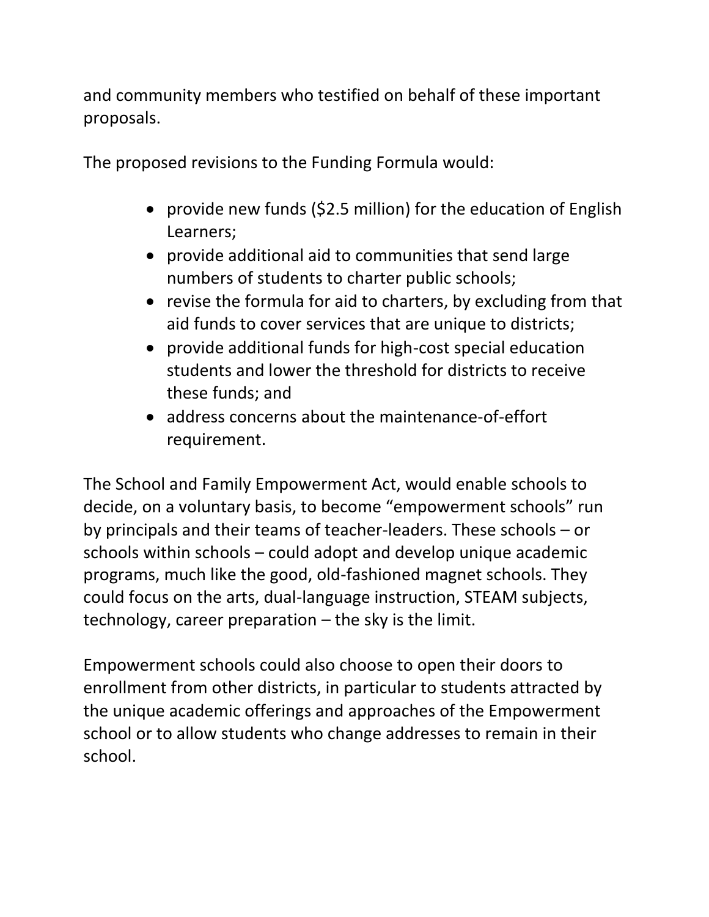and community members who testified on behalf of these important proposals.

The proposed revisions to the Funding Formula would:

- provide new funds ($2.5 million) for the education of English Learners;
- provide additional aid to communities that send large numbers of students to charter public schools;
- revise the formula for aid to charters, by excluding from that aid funds to cover services that are unique to districts;
- provide additional funds for high-cost special education students and lower the threshold for districts to receive these funds; and
- address concerns about the maintenance-of-effort requirement.

The School and Family Empowerment Act, would enable schools to decide, on a voluntary basis, to become "empowerment schools" run by principals and their teams of teacher-leaders. These schools – or schools within schools – could adopt and develop unique academic programs, much like the good, old-fashioned magnet schools. They could focus on the arts, dual-language instruction, STEAM subjects, technology, career preparation – the sky is the limit.

Empowerment schools could also choose to open their doors to enrollment from other districts, in particular to students attracted by the unique academic offerings and approaches of the Empowerment school or to allow students who change addresses to remain in their school.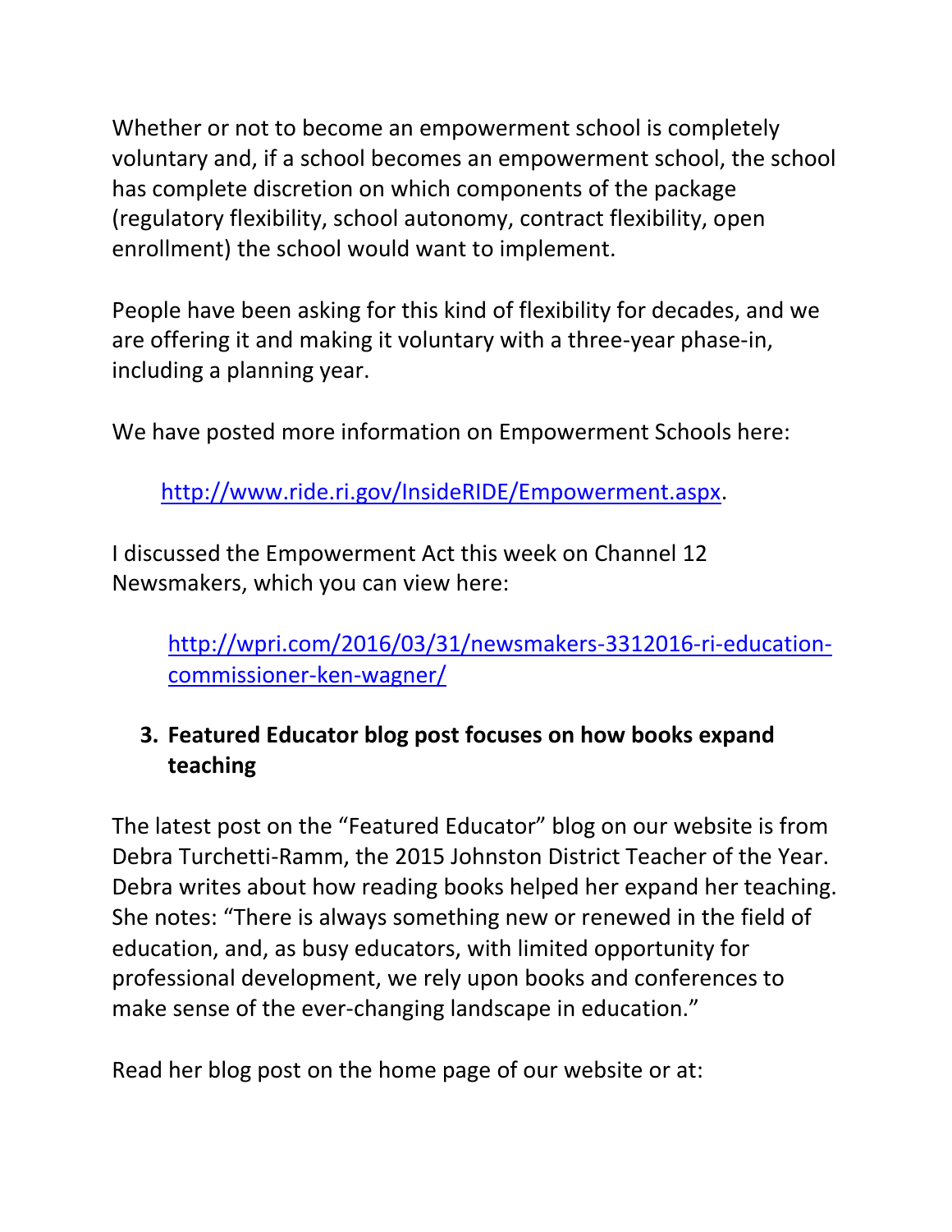Whether or not to become an empowerment school is completely voluntary and, if a school becomes an empowerment school, the school has complete discretion on which components of the package (regulatory flexibility, school autonomy, contract flexibility, open enrollment) the school would want to implement.

People have been asking for this kind of flexibility for decades, and we are offering it and making it voluntary with a three-year phase-in, including a planning year.

We have posted more information on Empowerment Schools here:

http://www.ride.ri.gov/InsideRIDE/Empowerment.aspx.

I discussed the Empowerment Act this week on Channel 12 Newsmakers, which you can view here:

http://wpri.com/2016/03/31/newsmakers-3312016-ri-education-commissioner-ken-wagner/

3. **Featured Educator blog post focuses on how books expand teaching**

The latest post on the “Featured Educator” blog on our website is from Debra Turchetti-Ramm, the 2015 Johnston District Teacher of the Year. Debra writes about how reading books helped her expand her teaching. She notes: “There is always something new or renewed in the field of education, and, as busy educators, with limited opportunity for professional development, we rely upon books and conferences to make sense of the ever-changing landscape in education.”

Read her blog post on the home page of our website or at: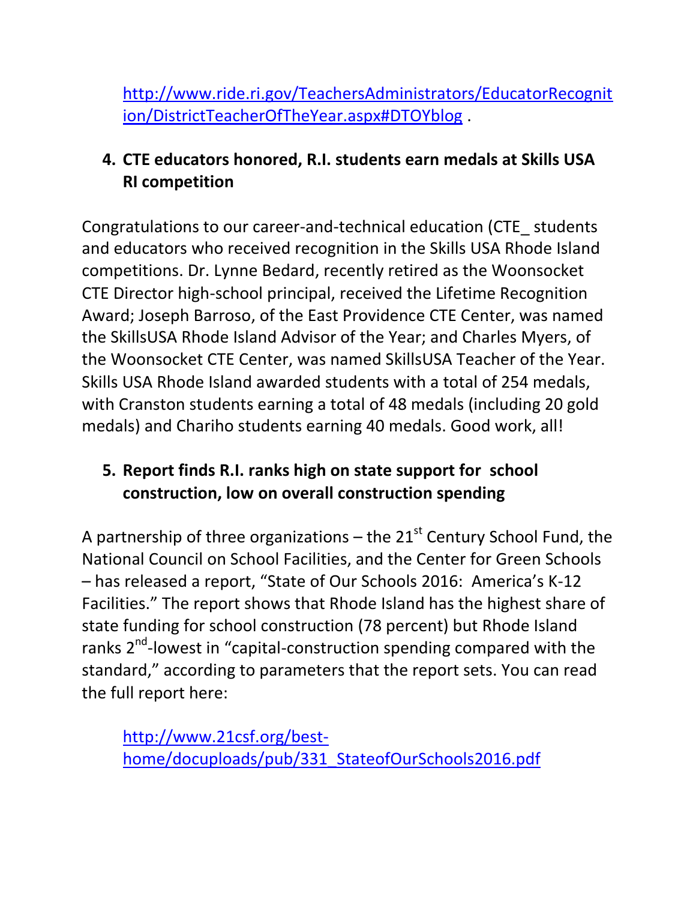http://www.ride.ri.gov/TeachersAdministrators/EducatorRecognition/DistrictTeacherOfTheYear.aspx#DTOYblog .

4. **CTE educators honored, R.I. students earn medals at Skills USA RI competition**

Congratulations to our career-and-technical education (CTE_ students and educators who received recognition in the Skills USA Rhode Island competitions. Dr. Lynne Bedard, recently retired as the Woonsocket CTE Director high-school principal, received the Lifetime Recognition Award; Joseph Barroso, of the East Providence CTE Center, was named the SkillsUSA Rhode Island Advisor of the Year; and Charles Myers, of the Woonsocket CTE Center, was named SkillsUSA Teacher of the Year. Skills USA Rhode Island awarded students with a total of 254 medals, with Cranston students earning a total of 48 medals (including 20 gold medals) and Chariho students earning 40 medals. Good work, all!

5. **Report finds R.I. ranks high on state support for school construction, low on overall construction spending**

A partnership of three organizations – the 21st Century School Fund, the National Council on School Facilities, and the Center for Green Schools – has released a report, "State of Our Schools 2016: America's K-12 Facilities." The report shows that Rhode Island has the highest share of state funding for school construction (78 percent) but Rhode Island ranks 2nd-lowest in "capital-construction spending compared with the standard," according to parameters that the report sets. You can read the full report here:

http://www.21csf.org/best-home/docuploads/pub/331_StateofOurSchools2016.pdf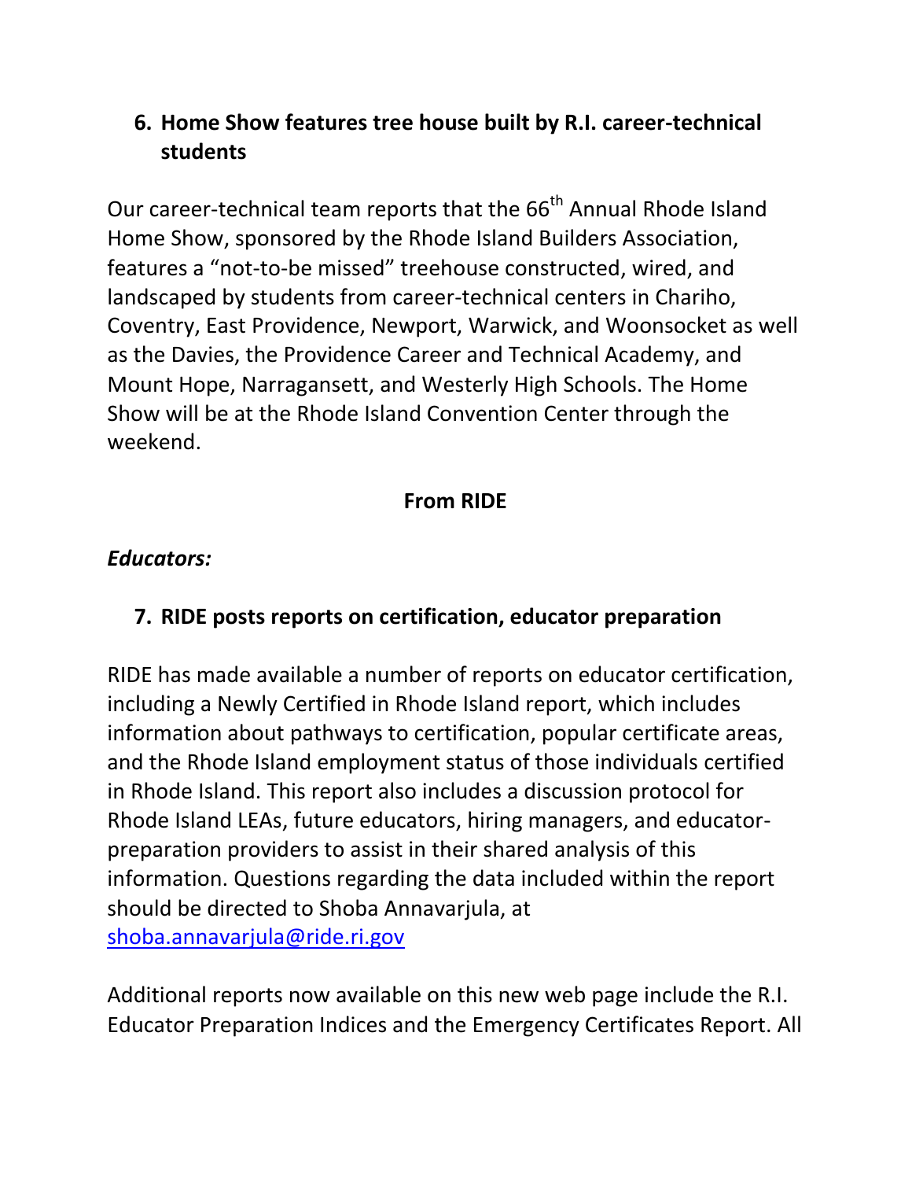## 6. Home Show features tree house built by R.I. career-technical students

Our career-technical team reports that the 66th Annual Rhode Island Home Show, sponsored by the Rhode Island Builders Association, features a "not-to-be missed" treehouse constructed, wired, and landscaped by students from career-technical centers in Chariho, Coventry, East Providence, Newport, Warwick, and Woonsocket as well as the Davies, the Providence Career and Technical Academy, and Mount Hope, Narragansett, and Westerly High Schools. The Home Show will be at the Rhode Island Convention Center through the weekend.

**From RIDE**

***Educators:***

## 7. RIDE posts reports on certification, educator preparation

RIDE has made available a number of reports on educator certification, including a Newly Certified in Rhode Island report, which includes information about pathways to certification, popular certificate areas, and the Rhode Island employment status of those individuals certified in Rhode Island. This report also includes a discussion protocol for Rhode Island LEAs, future educators, hiring managers, and educator-preparation providers to assist in their shared analysis of this information. Questions regarding the data included within the report should be directed to Shoba Annavarjula, at [shoba.annavarjula@ride.ri.gov](mailto:shoba.annavarjula@ride.ri.gov)

Additional reports now available on this new web page include the R.I. Educator Preparation Indices and the Emergency Certificates Report. All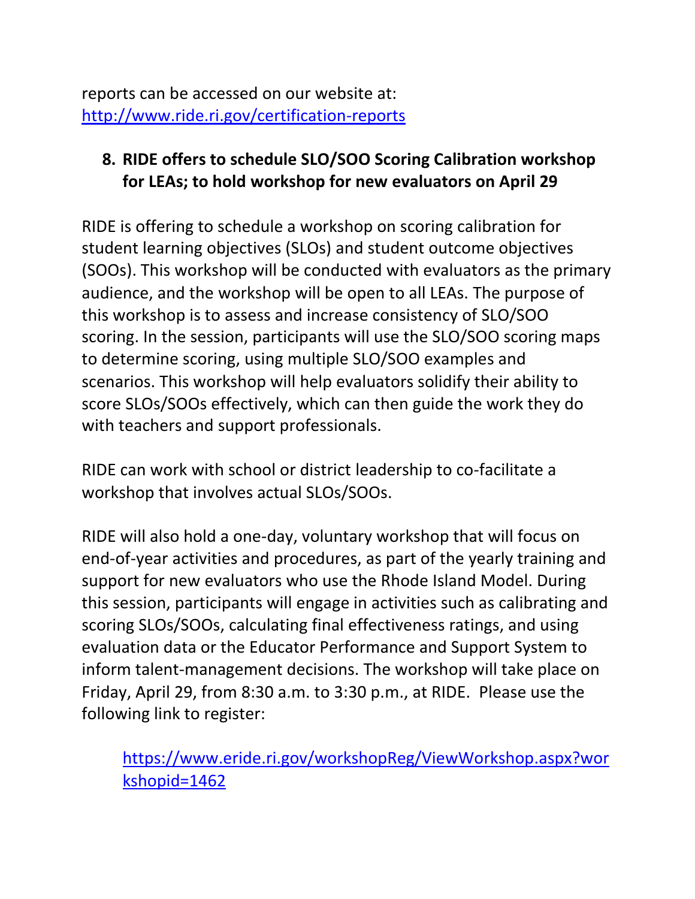reports can be accessed on our website at:
http://www.ride.ri.gov/certification-reports

## 8. RIDE offers to schedule SLO/SOO Scoring Calibration workshop for LEAs; to hold workshop for new evaluators on April 29

RIDE is offering to schedule a workshop on scoring calibration for student learning objectives (SLOs) and student outcome objectives (SOOs). This workshop will be conducted with evaluators as the primary audience, and the workshop will be open to all LEAs. The purpose of this workshop is to assess and increase consistency of SLO/SOO scoring. In the session, participants will use the SLO/SOO scoring maps to determine scoring, using multiple SLO/SOO examples and scenarios. This workshop will help evaluators solidify their ability to score SLOs/SOOs effectively, which can then guide the work they do with teachers and support professionals.

RIDE can work with school or district leadership to co-facilitate a workshop that involves actual SLOs/SOOs.

RIDE will also hold a one-day, voluntary workshop that will focus on end-of-year activities and procedures, as part of the yearly training and support for new evaluators who use the Rhode Island Model. During this session, participants will engage in activities such as calibrating and scoring SLOs/SOOs, calculating final effectiveness ratings, and using evaluation data or the Educator Performance and Support System to inform talent-management decisions. The workshop will take place on Friday, April 29, from 8:30 a.m. to 3:30 p.m., at RIDE. Please use the following link to register:

> https://www.eride.ri.gov/workshopReg/ViewWorkshop.aspx?workshopid=1462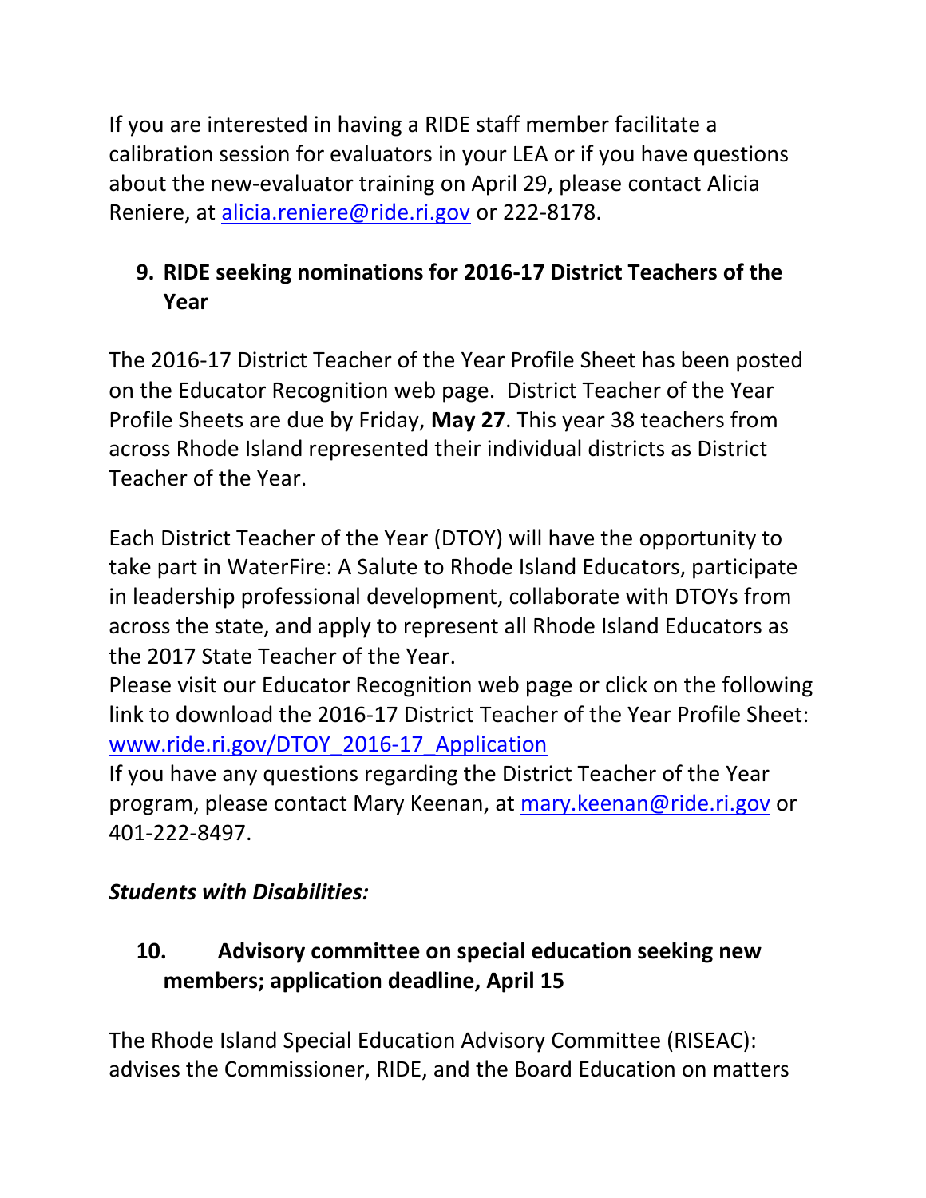If you are interested in having a RIDE staff member facilitate a calibration session for evaluators in your LEA or if you have questions about the new-evaluator training on April 29, please contact Alicia Reniere, at alicia.reniere@ride.ri.gov or 222-8178.

## 9. RIDE seeking nominations for 2016-17 District Teachers of the Year

The 2016-17 District Teacher of the Year Profile Sheet has been posted on the Educator Recognition web page. District Teacher of the Year Profile Sheets are due by Friday, **May 27**. This year 38 teachers from across Rhode Island represented their individual districts as District Teacher of the Year.

Each District Teacher of the Year (DTOY) will have the opportunity to take part in WaterFire: A Salute to Rhode Island Educators, participate in leadership professional development, collaborate with DTOYs from across the state, and apply to represent all Rhode Island Educators as the 2017 State Teacher of the Year.
Please visit our Educator Recognition web page or click on the following link to download the 2016-17 District Teacher of the Year Profile Sheet: www.ride.ri.gov/DTOY_2016-17_Application
If you have any questions regarding the District Teacher of the Year program, please contact Mary Keenan, at mary.keenan@ride.ri.gov or 401-222-8497.

***Students with Disabilities:***

## 10. Advisory committee on special education seeking new members; application deadline, April 15

The Rhode Island Special Education Advisory Committee (RISEAC): advises the Commissioner, RIDE, and the Board Education on matters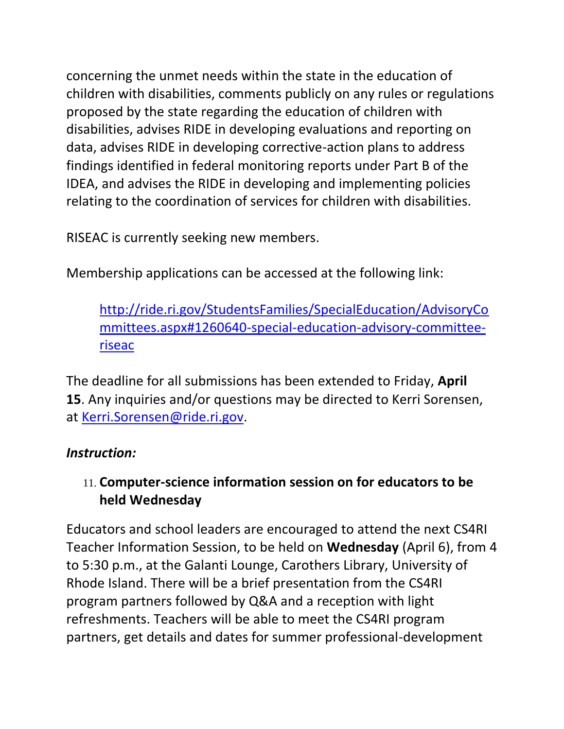concerning the unmet needs within the state in the education of children with disabilities, comments publicly on any rules or regulations proposed by the state regarding the education of children with disabilities, advises RIDE in developing evaluations and reporting on data, advises RIDE in developing corrective-action plans to address findings identified in federal monitoring reports under Part B of the IDEA, and advises the RIDE in developing and implementing policies relating to the coordination of services for children with disabilities.

RISEAC is currently seeking new members.

Membership applications can be accessed at the following link:

> http://ride.ri.gov/StudentsFamilies/SpecialEducation/AdvisoryCommittees.aspx#1260640-special-education-advisory-committee-riseac

The deadline for all submissions has been extended to Friday, **April 15**. Any inquiries and/or questions may be directed to Kerri Sorensen, at Kerri.Sorensen@ride.ri.gov.

***Instruction:***

11. **Computer-science information session on for educators to be held Wednesday**

Educators and school leaders are encouraged to attend the next CS4RI Teacher Information Session, to be held on **Wednesday** (April 6), from 4 to 5:30 p.m., at the Galanti Lounge, Carothers Library, University of Rhode Island. There will be a brief presentation from the CS4RI program partners followed by Q&A and a reception with light refreshments. Teachers will be able to meet the CS4RI program partners, get details and dates for summer professional-development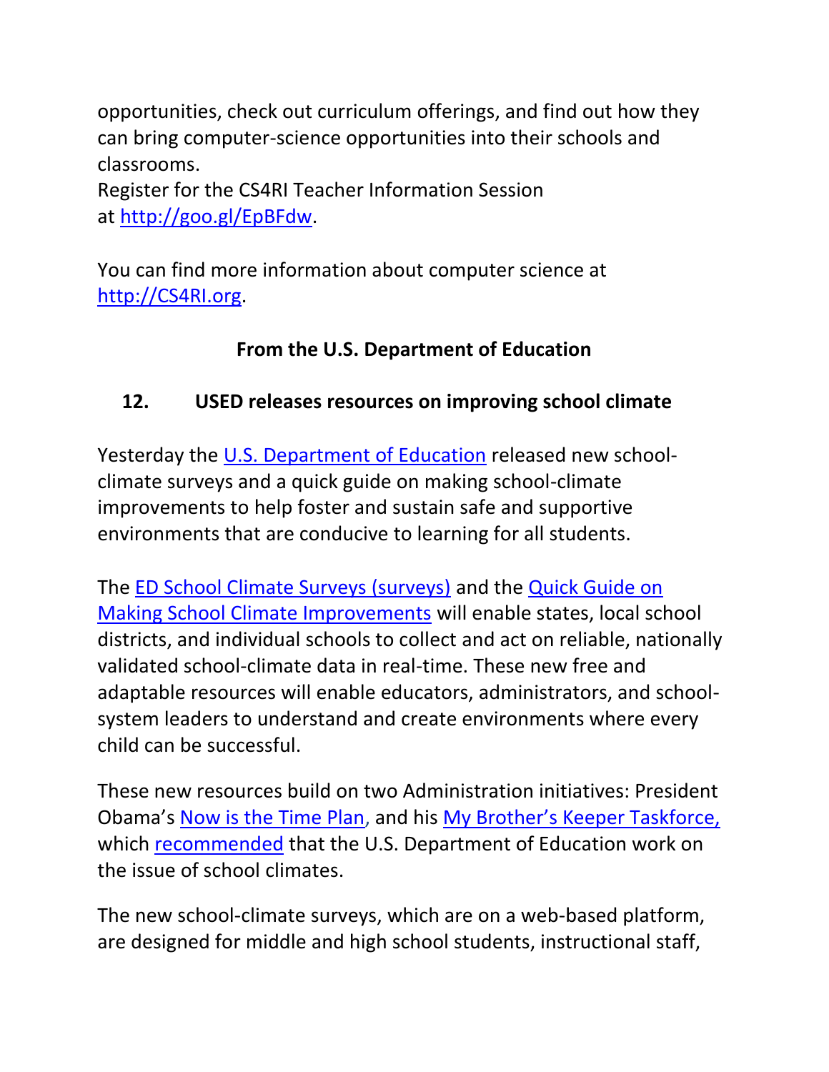opportunities, check out curriculum offerings, and find out how they can bring computer-science opportunities into their schools and classrooms.

Register for the CS4RI Teacher Information Session at [http://goo.gl/EpBFdw](http://goo.gl/EpBFdw).

You can find more information about computer science at [http://CS4RI.org](http://CS4RI.org).

## From the U.S. Department of Education

### 12. USED releases resources on improving school climate

Yesterday the U.S. Department of Education released new school-climate surveys and a quick guide on making school-climate improvements to help foster and sustain safe and supportive environments that are conducive to learning for all students.

The ED School Climate Surveys (surveys) and the Quick Guide on Making School Climate Improvements will enable states, local school districts, and individual schools to collect and act on reliable, nationally validated school-climate data in real-time. These new free and adaptable resources will enable educators, administrators, and school-system leaders to understand and create environments where every child can be successful.

These new resources build on two Administration initiatives: President Obama's Now is the Time Plan, and his My Brother's Keeper Taskforce, which recommended that the U.S. Department of Education work on the issue of school climates.

The new school-climate surveys, which are on a web-based platform, are designed for middle and high school students, instructional staff,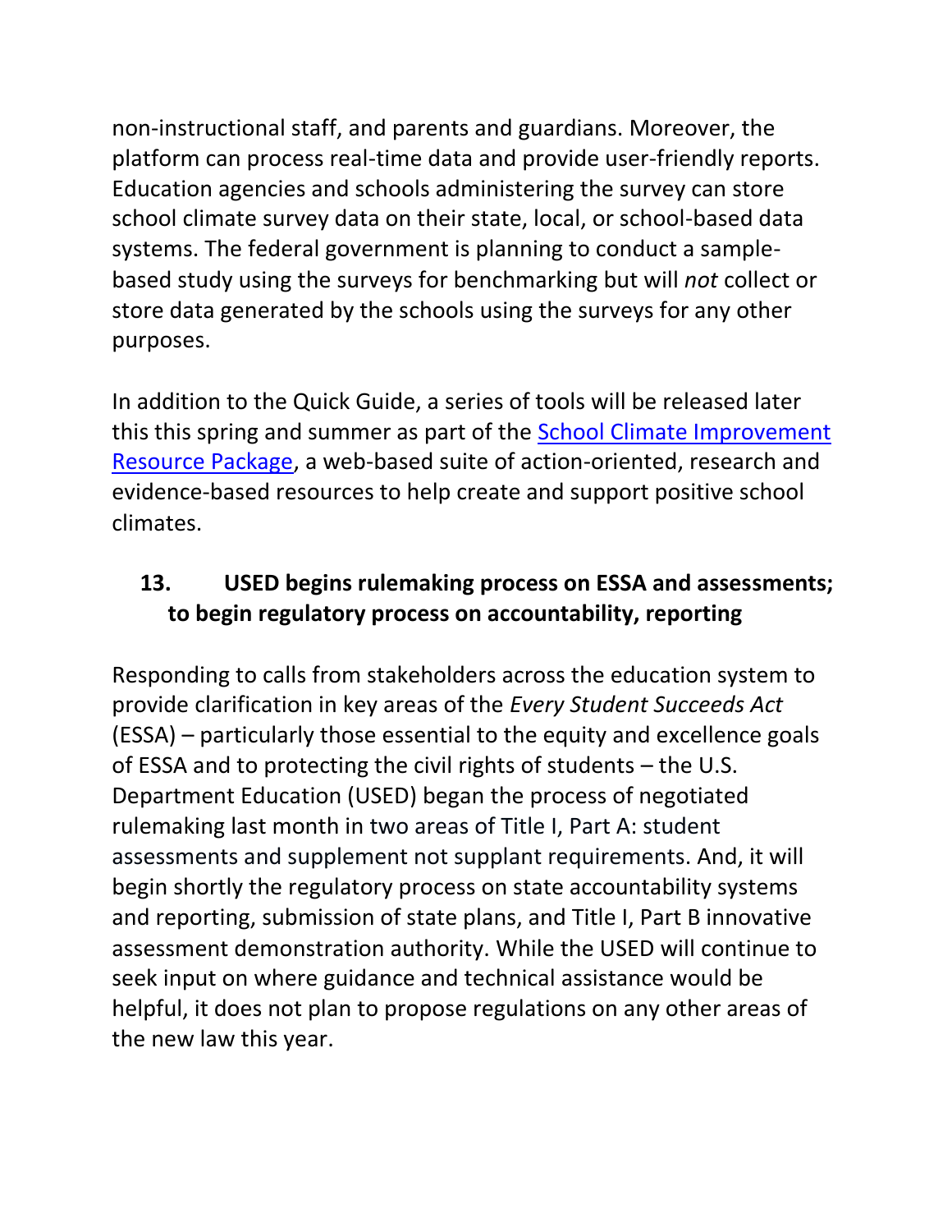non-instructional staff, and parents and guardians. Moreover, the platform can process real-time data and provide user-friendly reports. Education agencies and schools administering the survey can store school climate survey data on their state, local, or school-based data systems. The federal government is planning to conduct a sample-based study using the surveys for benchmarking but will *not* collect or store data generated by the schools using the surveys for any other purposes.

In addition to the Quick Guide, a series of tools will be released later this this spring and summer as part of the [School Climate Improvement Resource Package](), a web-based suite of action-oriented, research and evidence-based resources to help create and support positive school climates.

### 13. USED begins rulemaking process on ESSA and assessments; to begin regulatory process on accountability, reporting

Responding to calls from stakeholders across the education system to provide clarification in key areas of the *Every Student Succeeds Act* (ESSA) – particularly those essential to the equity and excellence goals of ESSA and to protecting the civil rights of students – the U.S. Department Education (USED) began the process of negotiated rulemaking last month in two areas of Title I, Part A: student assessments and supplement not supplant requirements. And, it will begin shortly the regulatory process on state accountability systems and reporting, submission of state plans, and Title I, Part B innovative assessment demonstration authority. While the USED will continue to seek input on where guidance and technical assistance would be helpful, it does not plan to propose regulations on any other areas of the new law this year.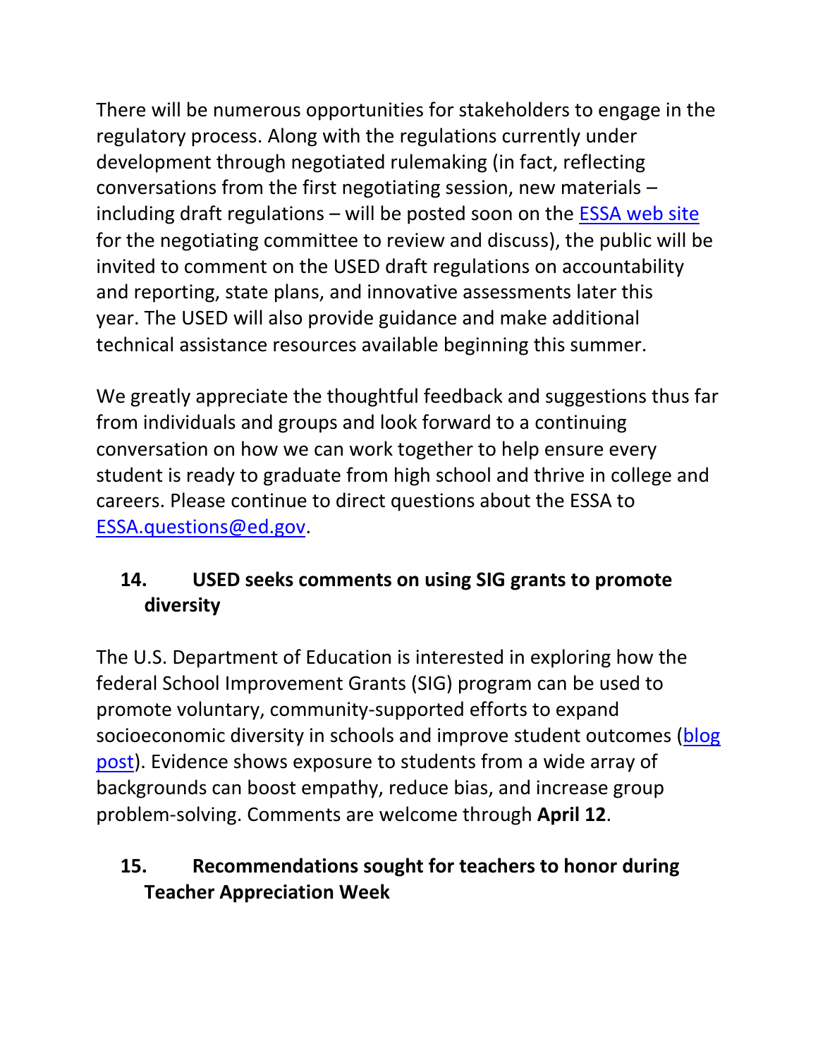There will be numerous opportunities for stakeholders to engage in the regulatory process. Along with the regulations currently under development through negotiated rulemaking (in fact, reflecting conversations from the first negotiating session, new materials – including draft regulations – will be posted soon on the [ESSA web site](#) for the negotiating committee to review and discuss), the public will be invited to comment on the USED draft regulations on accountability and reporting, state plans, and innovative assessments later this year. The USED will also provide guidance and make additional technical assistance resources available beginning this summer.

We greatly appreciate the thoughtful feedback and suggestions thus far from individuals and groups and look forward to a continuing conversation on how we can work together to help ensure every student is ready to graduate from high school and thrive in college and careers. Please continue to direct questions about the ESSA to [ESSA.questions@ed.gov](mailto:ESSA.questions@ed.gov).

## 14. USED seeks comments on using SIG grants to promote diversity

The U.S. Department of Education is interested in exploring how the federal School Improvement Grants (SIG) program can be used to promote voluntary, community-supported efforts to expand socioeconomic diversity in schools and improve student outcomes ([blog post](#)). Evidence shows exposure to students from a wide array of backgrounds can boost empathy, reduce bias, and increase group problem-solving. Comments are welcome through **April 12**.

## 15. Recommendations sought for teachers to honor during Teacher Appreciation Week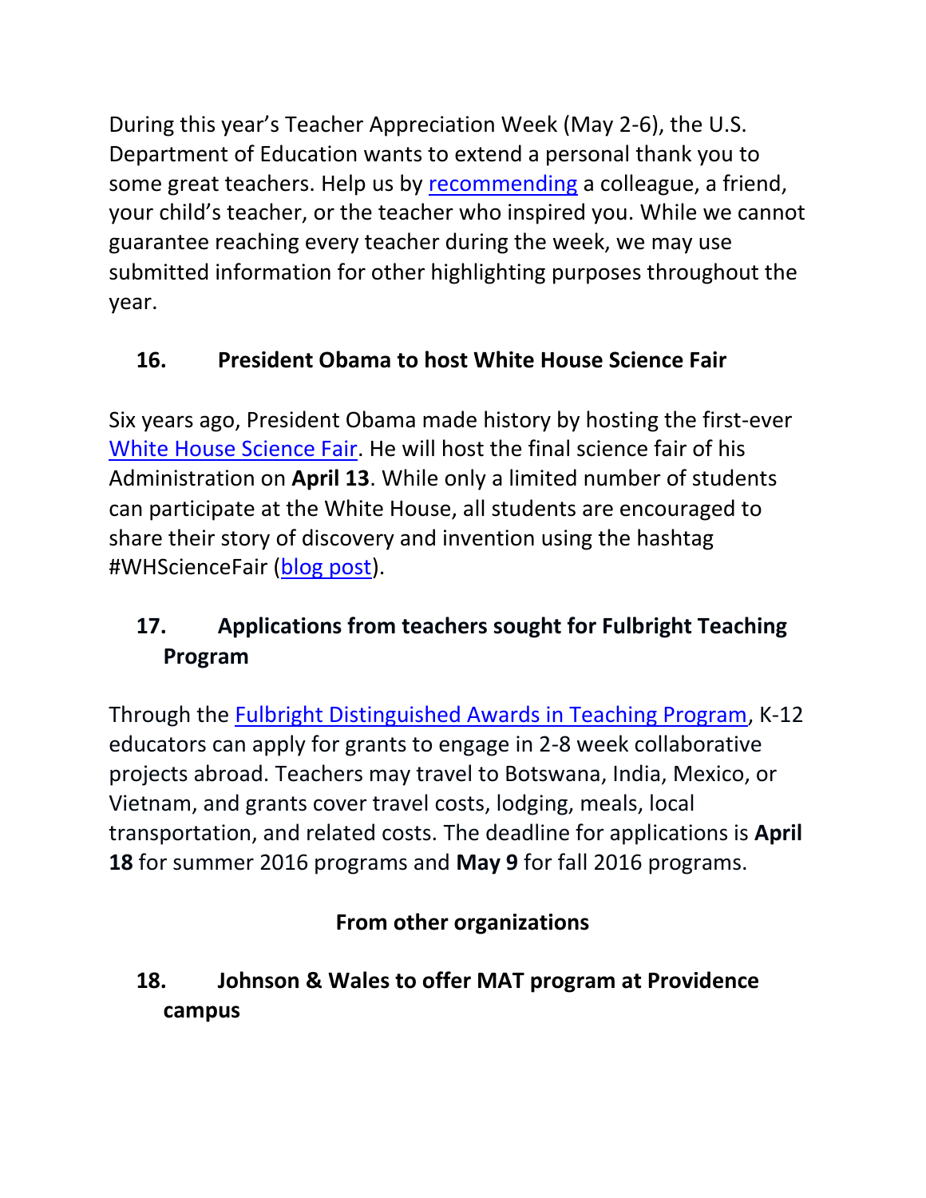During this year's Teacher Appreciation Week (May 2-6), the U.S. Department of Education wants to extend a personal thank you to some great teachers. Help us by recommending a colleague, a friend, your child's teacher, or the teacher who inspired you. While we cannot guarantee reaching every teacher during the week, we may use submitted information for other highlighting purposes throughout the year.

### 16. President Obama to host White House Science Fair

Six years ago, President Obama made history by hosting the first-ever White House Science Fair. He will host the final science fair of his Administration on **April 13**. While only a limited number of students can participate at the White House, all students are encouraged to share their story of discovery and invention using the hashtag #WHScienceFair (blog post).

### 17. Applications from teachers sought for Fulbright Teaching Program

Through the Fulbright Distinguished Awards in Teaching Program, K-12 educators can apply for grants to engage in 2-8 week collaborative projects abroad. Teachers may travel to Botswana, India, Mexico, or Vietnam, and grants cover travel costs, lodging, meals, local transportation, and related costs. The deadline for applications is **April 18** for summer 2016 programs and **May 9** for fall 2016 programs.

## From other organizations

### 18. Johnson & Wales to offer MAT program at Providence campus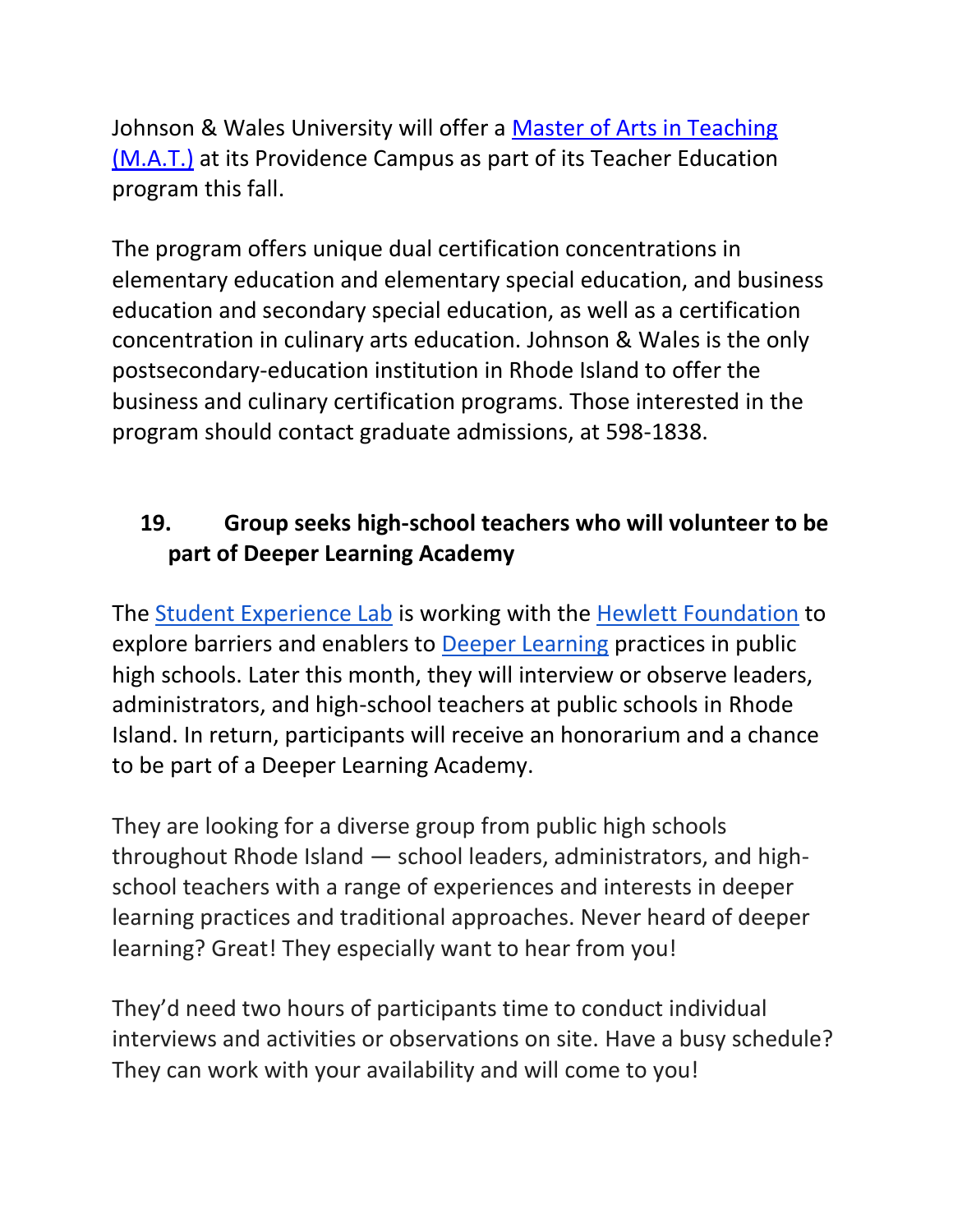Johnson & Wales University will offer a Master of Arts in Teaching (M.A.T.) at its Providence Campus as part of its Teacher Education program this fall.

The program offers unique dual certification concentrations in elementary education and elementary special education, and business education and secondary special education, as well as a certification concentration in culinary arts education. Johnson & Wales is the only postsecondary-education institution in Rhode Island to offer the business and culinary certification programs. Those interested in the program should contact graduate admissions, at 598-1838.

## 19. Group seeks high-school teachers who will volunteer to be part of Deeper Learning Academy

The Student Experience Lab is working with the Hewlett Foundation to explore barriers and enablers to Deeper Learning practices in public high schools. Later this month, they will interview or observe leaders, administrators, and high-school teachers at public schools in Rhode Island. In return, participants will receive an honorarium and a chance to be part of a Deeper Learning Academy.

They are looking for a diverse group from public high schools throughout Rhode Island — school leaders, administrators, and high-school teachers with a range of experiences and interests in deeper learning practices and traditional approaches. Never heard of deeper learning? Great! They especially want to hear from you!

They'd need two hours of participants time to conduct individual interviews and activities or observations on site. Have a busy schedule? They can work with your availability and will come to you!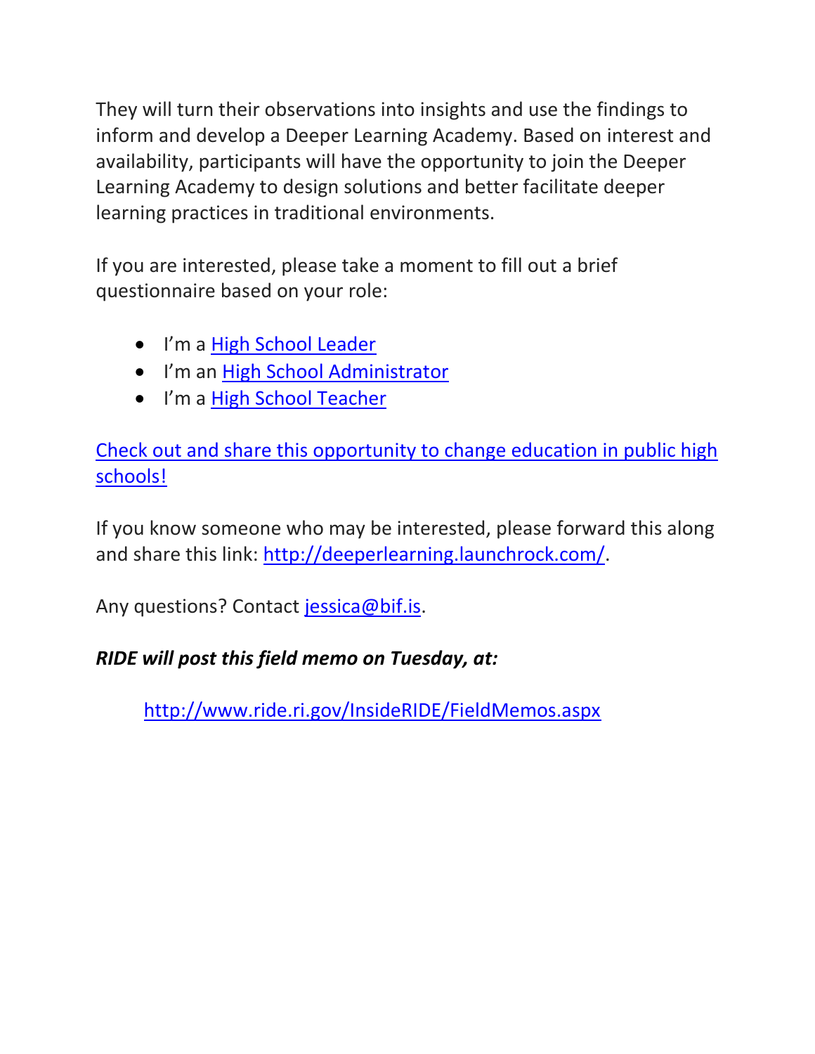They will turn their observations into insights and use the findings to inform and develop a Deeper Learning Academy. Based on interest and availability, participants will have the opportunity to join the Deeper Learning Academy to design solutions and better facilitate deeper learning practices in traditional environments.

If you are interested, please take a moment to fill out a brief questionnaire based on your role:

- I'm a High School Leader
- I'm an High School Administrator
- I'm a High School Teacher

Check out and share this opportunity to change education in public high schools!

If you know someone who may be interested, please forward this along and share this link: http://deeperlearning.launchrock.com/.

Any questions? Contact jessica@bif.is.

***RIDE will post this field memo on Tuesday, at:***

http://www.ride.ri.gov/InsideRIDE/FieldMemos.aspx